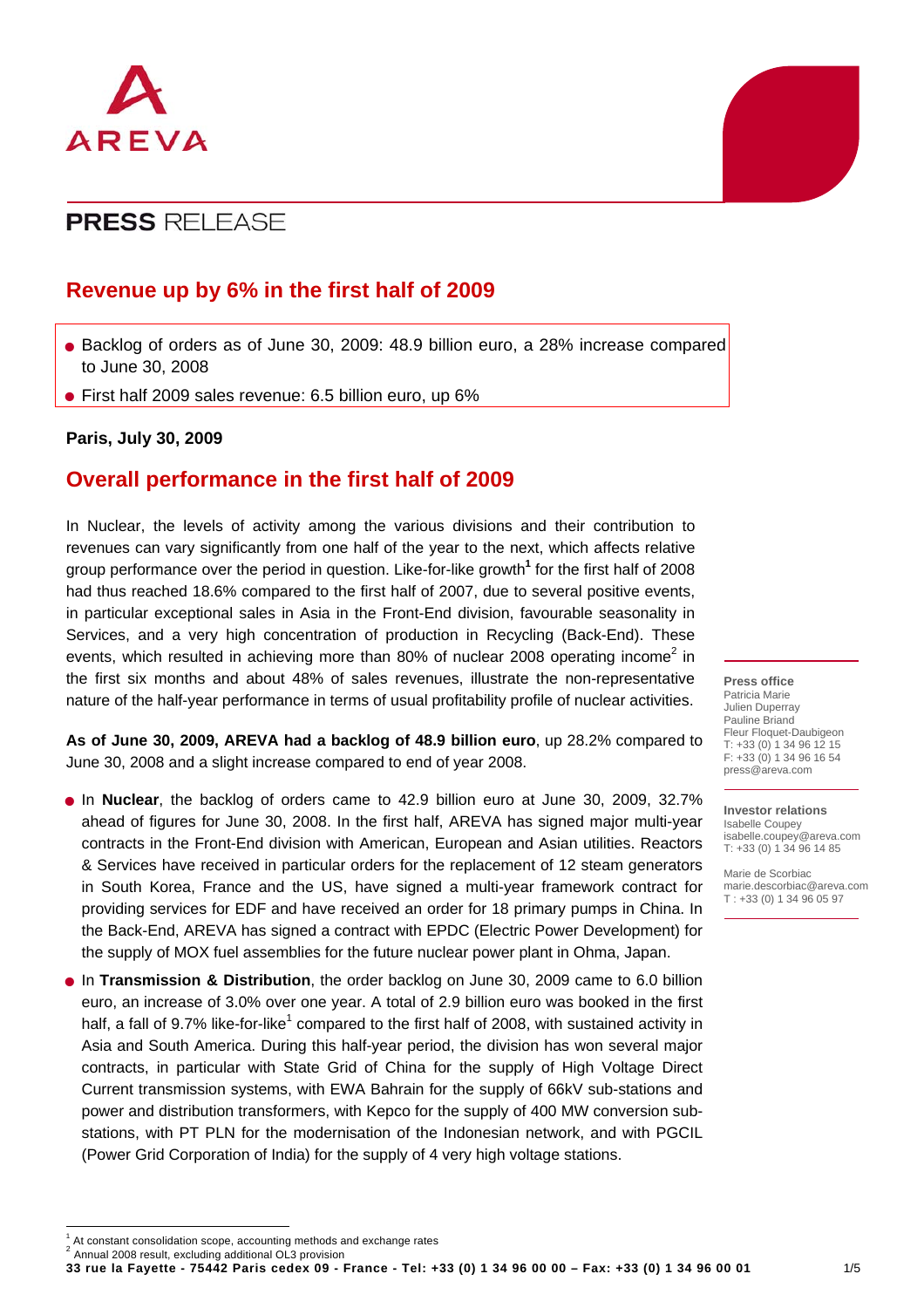AREVA

# PRESS RELEASE

## Revenue up by 6% in the first half of 2009

- Backlog of orders as of June 30, 2009: 48.9 billion euro, a 28% increase compared to June 30, 2008
- First half 2009 sales revenue: 6.5 billion euro, up 6%

**Paris, July 30, 2009**

## Overall performance in the first half of 2009

In Nuclear, the levels of activity among the various divisions and their contribution to revenues can vary significantly from one half of the year to the next, which affects relative group performance over the period in question. Like-for-like growth[1] for the first half of 2008 had thus reached 18.6% compared to the first half of 2007, due to several positive events, in particular exceptional sales in Asia in the Front-End division, favourable seasonality in Services, and a very high concentration of production in Recycling (Back-End). These events, which resulted in achieving more than 80% of nuclear 2008 operating income[2] in the first six months and about 48% of sales revenues, illustrate the non-representative nature of the half-year performance in terms of usual profitability profile of nuclear activities.

**As of June 30, 2009, AREVA had a backlog of 48.9 billion euro**, up 28.2% compared to June 30, 2008 and a slight increase compared to end of year 2008.

- In **Nuclear**, the backlog of orders came to 42.9 billion euro at June 30, 2009, 32.7% ahead of figures for June 30, 2008. In the first half, AREVA has signed major multi-year contracts in the Front-End division with American, European and Asian utilities. Reactors & Services have received in particular orders for the replacement of 12 steam generators in South Korea, France and the US, have signed a multi-year framework contract for providing services for EDF and have received an order for 18 primary pumps in China. In the Back-End, AREVA has signed a contract with EPDC (Electric Power Development) for the supply of MOX fuel assemblies for the future nuclear power plant in Ohma, Japan.
- In **Transmission & Distribution**, the order backlog on June 30, 2009 came to 6.0 billion euro, an increase of 3.0% over one year. A total of 2.9 billion euro was booked in the first half, a fall of 9.7% like-for-like[1] compared to the first half of 2008, with sustained activity in Asia and South America. During this half-year period, the division has won several major contracts, in particular with State Grid of China for the supply of High Voltage Direct Current transmission systems, with EWA Bahrain for the supply of 66kV sub-stations and power and distribution transformers, with Kepco for the supply of 400 MW conversion sub-stations, with PT PLN for the modernisation of the Indonesian network, and with PGCIL (Power Grid Corporation of India) for the supply of 4 very high voltage stations.

**Press office**
Patricia Marie
Julien Duperray
Pauline Briand
Fleur Floquet-Daubigeon
T: +33 (0) 1 34 96 12 15
F: +33 (0) 1 34 96 16 54
press@areva.com

**Investor relations**
Isabelle Coupey
isabelle.coupey@areva.com
T: +33 (0) 1 34 96 14 85

Marie de Scorbiac
marie.descorbiac@areva.com
T : +33 (0) 1 34 96 05 97

[1] At constant consolidation scope, accounting methods and exchange rates
[2] Annual 2008 result, excluding additional OL3 provision

**33 rue la Fayette - 75442 Paris cedex 09 - France - Tel: +33 (0) 1 34 96 00 00 – Fax: +33 (0) 1 34 96 00 01**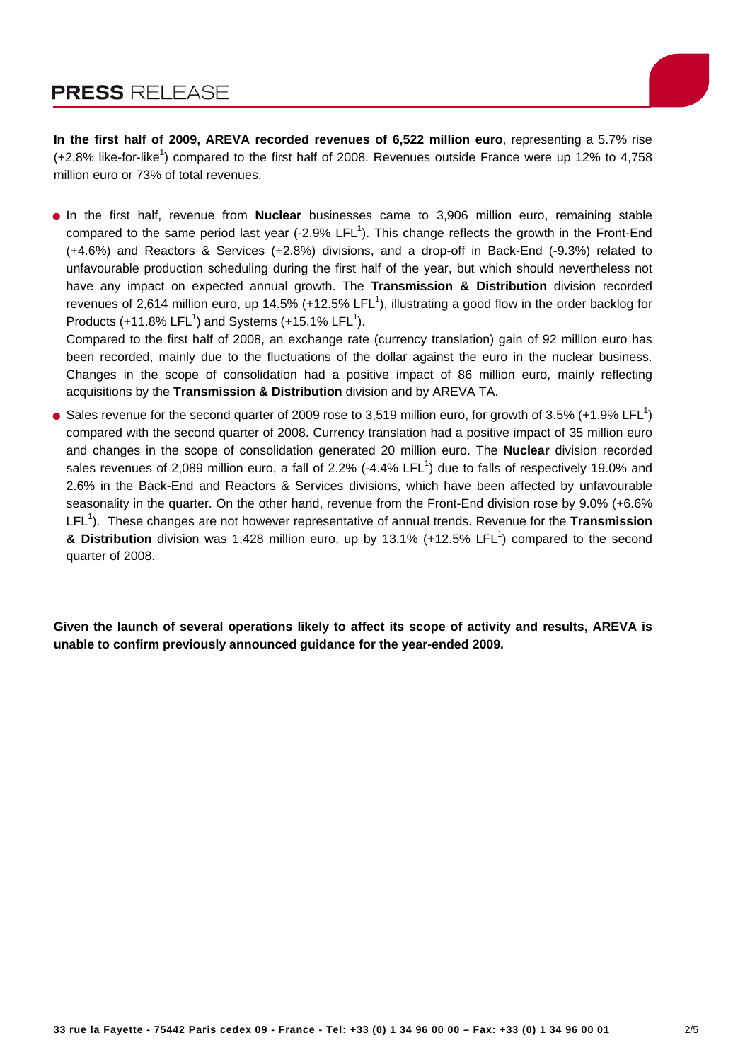**In the first half of 2009, AREVA recorded revenues of 6,522 million euro**, representing a 5.7% rise (+2.8% like-for-like[1]) compared to the first half of 2008. Revenues outside France were up 12% to 4,758 million euro or 73% of total revenues.

- In the first half, revenue from **Nuclear** businesses came to 3,906 million euro, remaining stable compared to the same period last year (-2.9% LFL[1]). This change reflects the growth in the Front-End (+4.6%) and Reactors & Services (+2.8%) divisions, and a drop-off in Back-End (-9.3%) related to unfavourable production scheduling during the first half of the year, but which should nevertheless not have any impact on expected annual growth. The **Transmission & Distribution** division recorded revenues of 2,614 million euro, up 14.5% (+12.5% LFL[1]), illustrating a good flow in the order backlog for Products (+11.8% LFL[1]) and Systems (+15.1% LFL[1]).

  Compared to the first half of 2008, an exchange rate (currency translation) gain of 92 million euro has been recorded, mainly due to the fluctuations of the dollar against the euro in the nuclear business. Changes in the scope of consolidation had a positive impact of 86 million euro, mainly reflecting acquisitions by the **Transmission & Distribution** division and by AREVA TA.

- Sales revenue for the second quarter of 2009 rose to 3,519 million euro, for growth of 3.5% (+1.9% LFL[1]) compared with the second quarter of 2008. Currency translation had a positive impact of 35 million euro and changes in the scope of consolidation generated 20 million euro. The **Nuclear** division recorded sales revenues of 2,089 million euro, a fall of 2.2% (-4.4% LFL[1]) due to falls of respectively 19.0% and 2.6% in the Back-End and Reactors & Services divisions, which have been affected by unfavourable seasonality in the quarter. On the other hand, revenue from the Front-End division rose by 9.0% (+6.6% LFL[1]). These changes are not however representative of annual trends. Revenue for the **Transmission & Distribution** division was 1,428 million euro, up by 13.1% (+12.5% LFL[1]) compared to the second quarter of 2008.

**Given the launch of several operations likely to affect its scope of activity and results, AREVA is unable to confirm previously announced guidance for the year-ended 2009.**

33 rue la Fayette - 75442 Paris cedex 09 - France - Tel: +33 (0) 1 34 96 00 00 – Fax: +33 (0) 1 34 96 00 01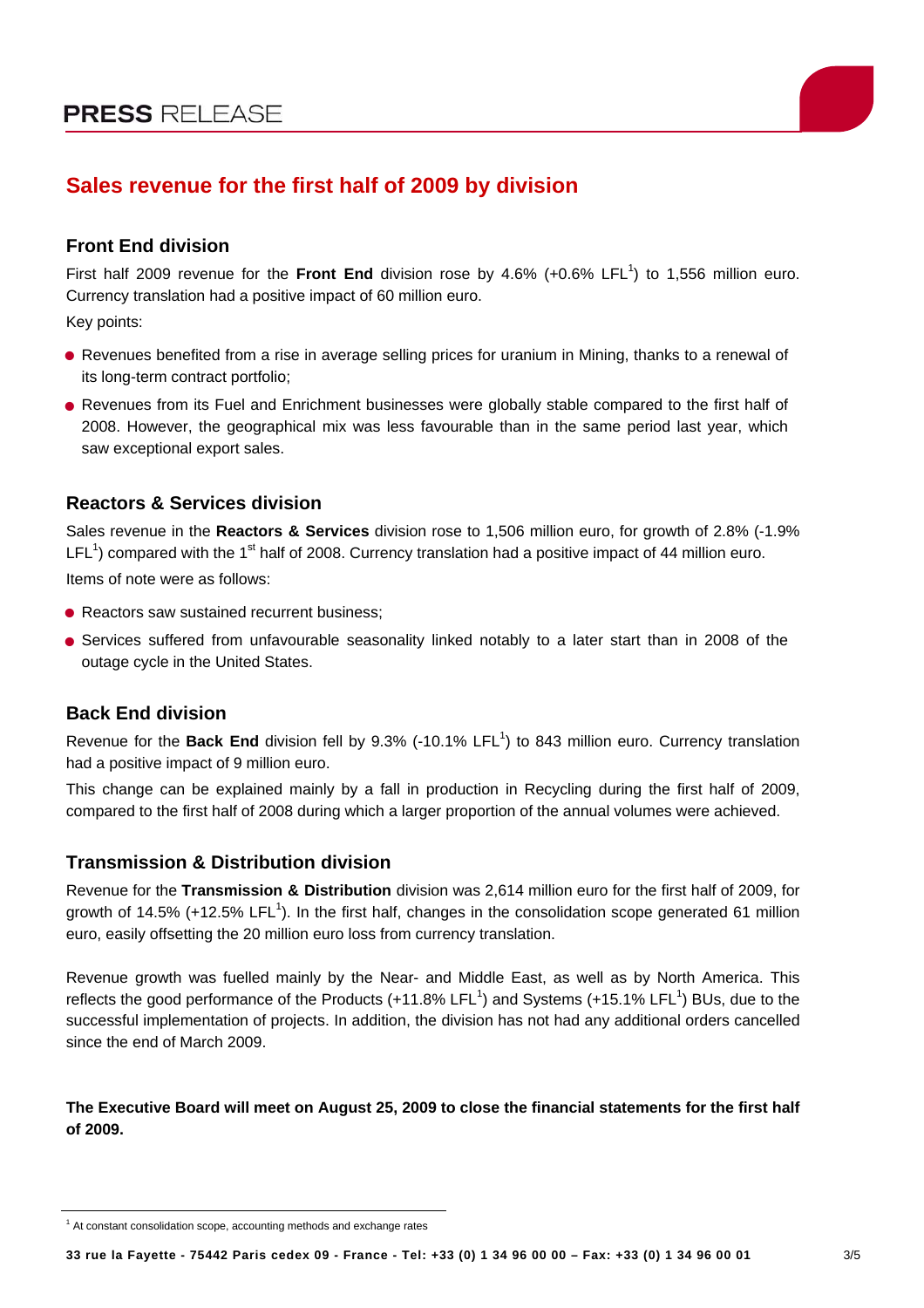## Sales revenue for the first half of 2009 by division

### Front End division

First half 2009 revenue for the **Front End** division rose by 4.6% (+0.6% LFL[1]) to 1,556 million euro. Currency translation had a positive impact of 60 million euro.

Key points:

- Revenues benefited from a rise in average selling prices for uranium in Mining, thanks to a renewal of its long-term contract portfolio;
- Revenues from its Fuel and Enrichment businesses were globally stable compared to the first half of 2008. However, the geographical mix was less favourable than in the same period last year, which saw exceptional export sales.

### Reactors & Services division

Sales revenue in the **Reactors & Services** division rose to 1,506 million euro, for growth of 2.8% (-1.9% LFL[1]) compared with the 1st half of 2008. Currency translation had a positive impact of 44 million euro.

Items of note were as follows:

- Reactors saw sustained recurrent business;
- Services suffered from unfavourable seasonality linked notably to a later start than in 2008 of the outage cycle in the United States.

### Back End division

Revenue for the **Back End** division fell by 9.3% (-10.1% LFL[1]) to 843 million euro. Currency translation had a positive impact of 9 million euro.

This change can be explained mainly by a fall in production in Recycling during the first half of 2009, compared to the first half of 2008 during which a larger proportion of the annual volumes were achieved.

### Transmission & Distribution division

Revenue for the **Transmission & Distribution** division was 2,614 million euro for the first half of 2009, for growth of 14.5% (+12.5% LFL[1]). In the first half, changes in the consolidation scope generated 61 million euro, easily offsetting the 20 million euro loss from currency translation.

Revenue growth was fuelled mainly by the Near- and Middle East, as well as by North America. This reflects the good performance of the Products (+11.8% LFL[1]) and Systems (+15.1% LFL[1]) BUs, due to the successful implementation of projects. In addition, the division has not had any additional orders cancelled since the end of March 2009.

**The Executive Board will meet on August 25, 2009 to close the financial statements for the first half of 2009.**

---

[1] At constant consolidation scope, accounting methods and exchange rates

**33 rue la Fayette - 75442 Paris cedex 09 - France - Tel: +33 (0) 1 34 96 00 00 – Fax: +33 (0) 1 34 96 00 01**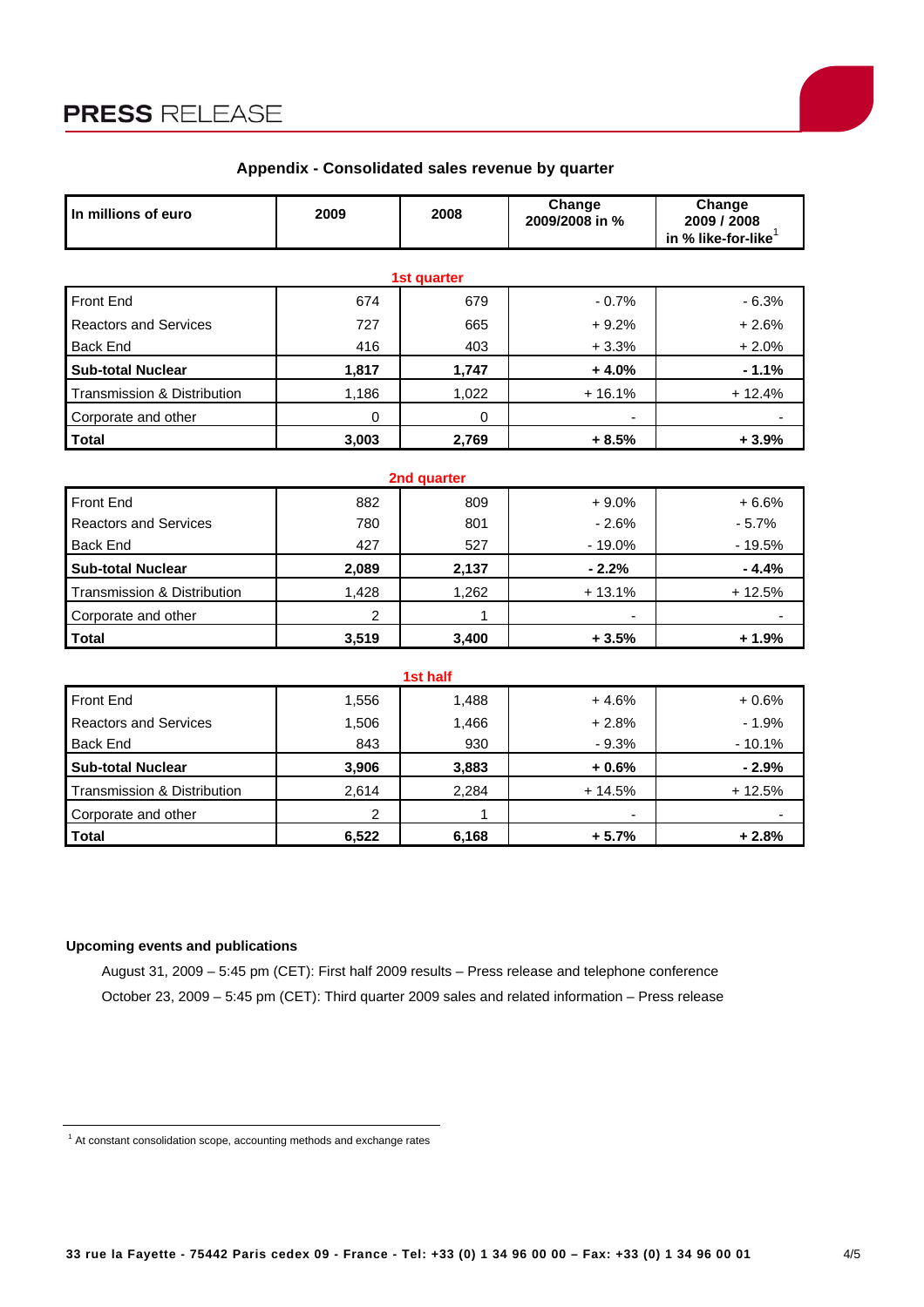PRESS RELEASE

## Appendix - Consolidated sales revenue by quarter

| In millions of euro | 2009 | 2008 | Change 2009/2008 in % | Change 2009 / 2008 in % like-for-like[1] |
|---|---|---|---|---|
| **1st quarter** | | | | |
| Front End | 674 | 679 | - 0.7% | - 6.3% |
| Reactors and Services | 727 | 665 | + 9.2% | + 2.6% |
| Back End | 416 | 403 | + 3.3% | + 2.0% |
| **Sub-total Nuclear** | **1,817** | **1,747** | **+ 4.0%** | **- 1.1%** |
| Transmission & Distribution | 1,186 | 1,022 | + 16.1% | + 12.4% |
| Corporate and other | 0 | 0 | - | - |
| **Total** | **3,003** | **2,769** | **+ 8.5%** | **+ 3.9%** |
| **2nd quarter** | | | | |
| Front End | 882 | 809 | + 9.0% | + 6.6% |
| Reactors and Services | 780 | 801 | - 2.6% | - 5.7% |
| Back End | 427 | 527 | - 19.0% | - 19.5% |
| **Sub-total Nuclear** | **2,089** | **2,137** | **- 2.2%** | **- 4.4%** |
| Transmission & Distribution | 1,428 | 1,262 | + 13.1% | + 12.5% |
| Corporate and other | 2 | 1 | - | - |
| **Total** | **3,519** | **3,400** | **+ 3.5%** | **+ 1.9%** |
| **1st half** | | | | |
| Front End | 1,556 | 1,488 | + 4.6% | + 0.6% |
| Reactors and Services | 1,506 | 1,466 | + 2.8% | - 1.9% |
| Back End | 843 | 930 | - 9.3% | - 10.1% |
| **Sub-total Nuclear** | **3,906** | **3,883** | **+ 0.6%** | **- 2.9%** |
| Transmission & Distribution | 2,614 | 2,284 | + 14.5% | + 12.5% |
| Corporate and other | 2 | 1 | - | - |
| **Total** | **6,522** | **6,168** | **+ 5.7%** | **+ 2.8%** |

**Upcoming events and publications**

August 31, 2009 – 5:45 pm (CET): First half 2009 results – Press release and telephone conference

October 23, 2009 – 5:45 pm (CET): Third quarter 2009 sales and related information – Press release

[1] At constant consolidation scope, accounting methods and exchange rates

33 rue la Fayette - 75442 Paris cedex 09 - France - Tel: +33 (0) 1 34 96 00 00 – Fax: +33 (0) 1 34 96 00 01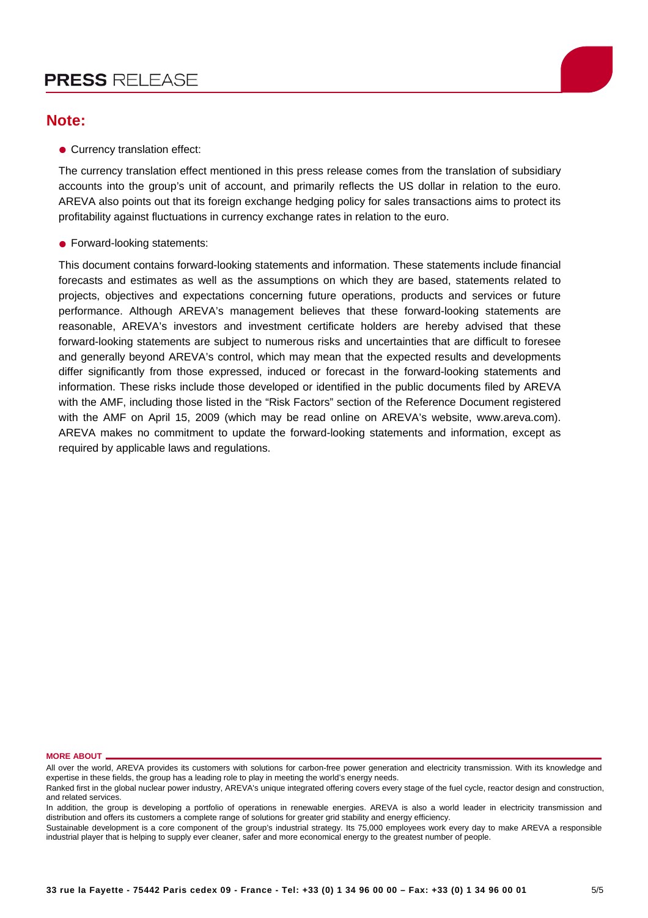## Note:

- Currency translation effect:

The currency translation effect mentioned in this press release comes from the translation of subsidiary accounts into the group's unit of account, and primarily reflects the US dollar in relation to the euro. AREVA also points out that its foreign exchange hedging policy for sales transactions aims to protect its profitability against fluctuations in currency exchange rates in relation to the euro.

- Forward-looking statements:

This document contains forward-looking statements and information. These statements include financial forecasts and estimates as well as the assumptions on which they are based, statements related to projects, objectives and expectations concerning future operations, products and services or future performance. Although AREVA's management believes that these forward-looking statements are reasonable, AREVA's investors and investment certificate holders are hereby advised that these forward-looking statements are subject to numerous risks and uncertainties that are difficult to foresee and generally beyond AREVA's control, which may mean that the expected results and developments differ significantly from those expressed, induced or forecast in the forward-looking statements and information. These risks include those developed or identified in the public documents filed by AREVA with the AMF, including those listed in the "Risk Factors" section of the Reference Document registered with the AMF on April 15, 2009 (which may be read online on AREVA's website, www.areva.com). AREVA makes no commitment to update the forward-looking statements and information, except as required by applicable laws and regulations.

**MORE ABOUT**

All over the world, AREVA provides its customers with solutions for carbon-free power generation and electricity transmission. With its knowledge and expertise in these fields, the group has a leading role to play in meeting the world's energy needs.

Ranked first in the global nuclear power industry, AREVA's unique integrated offering covers every stage of the fuel cycle, reactor design and construction, and related services.

In addition, the group is developing a portfolio of operations in renewable energies. AREVA is also a world leader in electricity transmission and distribution and offers its customers a complete range of solutions for greater grid stability and energy efficiency.

Sustainable development is a core component of the group's industrial strategy. Its 75,000 employees work every day to make AREVA a responsible industrial player that is helping to supply ever cleaner, safer and more economical energy to the greatest number of people.

**33 rue la Fayette - 75442 Paris cedex 09 - France - Tel: +33 (0) 1 34 96 00 00 – Fax: +33 (0) 1 34 96 00 01**